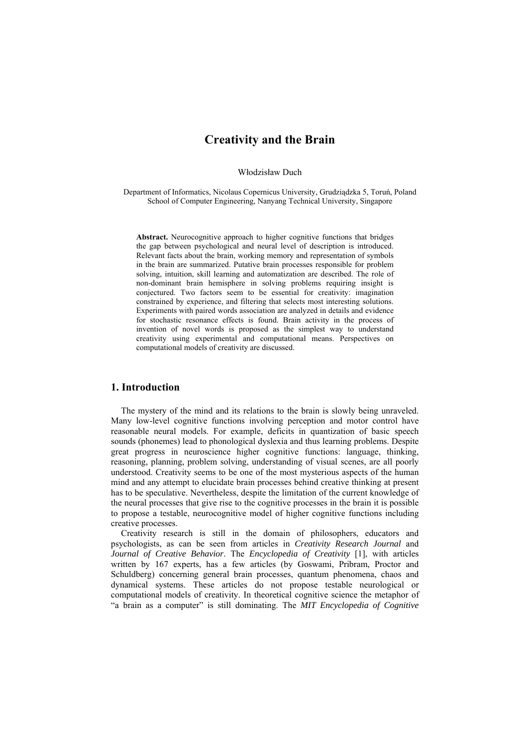# Creativity and the Brain

Włodzisław Duch

Department of Informatics, Nicolaus Copernicus University, Grudziądzka 5, Toruń, Poland
School of Computer Engineering, Nanyang Technical University, Singapore

**Abstract.** Neurocognitive approach to higher cognitive functions that bridges the gap between psychological and neural level of description is introduced. Relevant facts about the brain, working memory and representation of symbols in the brain are summarized. Putative brain processes responsible for problem solving, intuition, skill learning and automatization are described. The role of non-dominant brain hemisphere in solving problems requiring insight is conjectured. Two factors seem to be essential for creativity: imagination constrained by experience, and filtering that selects most interesting solutions. Experiments with paired words association are analyzed in details and evidence for stochastic resonance effects is found. Brain activity in the process of invention of novel words is proposed as the simplest way to understand creativity using experimental and computational means. Perspectives on computational models of creativity are discussed.

## 1. Introduction

The mystery of the mind and its relations to the brain is slowly being unraveled. Many low-level cognitive functions involving perception and motor control have reasonable neural models. For example, deficits in quantization of basic speech sounds (phonemes) lead to phonological dyslexia and thus learning problems. Despite great progress in neuroscience higher cognitive functions: language, thinking, reasoning, planning, problem solving, understanding of visual scenes, are all poorly understood. Creativity seems to be one of the most mysterious aspects of the human mind and any attempt to elucidate brain processes behind creative thinking at present has to be speculative. Nevertheless, despite the limitation of the current knowledge of the neural processes that give rise to the cognitive processes in the brain it is possible to propose a testable, neurocognitive model of higher cognitive functions including creative processes.

Creativity research is still in the domain of philosophers, educators and psychologists, as can be seen from articles in *Creativity Research Journal* and *Journal of Creative Behavior*. The *Encyclopedia of Creativity* [1], with articles written by 167 experts, has a few articles (by Goswami, Pribram, Proctor and Schuldberg) concerning general brain processes, quantum phenomena, chaos and dynamical systems. These articles do not propose testable neurological or computational models of creativity. In theoretical cognitive science the metaphor of "a brain as a computer" is still dominating. The *MIT Encyclopedia of Cognitive*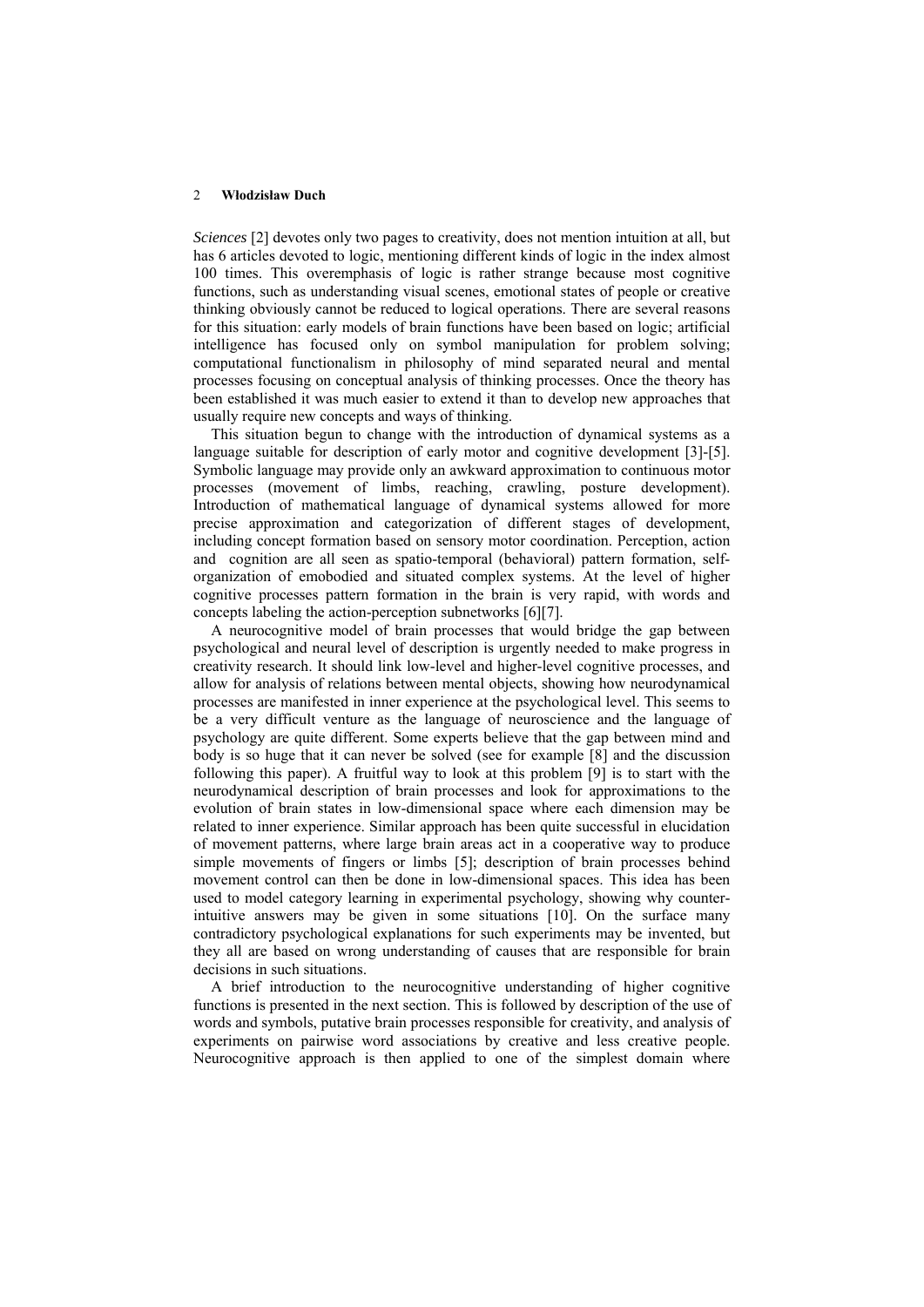*Sciences* [2] devotes only two pages to creativity, does not mention intuition at all, but has 6 articles devoted to logic, mentioning different kinds of logic in the index almost 100 times. This overemphasis of logic is rather strange because most cognitive functions, such as understanding visual scenes, emotional states of people or creative thinking obviously cannot be reduced to logical operations. There are several reasons for this situation: early models of brain functions have been based on logic; artificial intelligence has focused only on symbol manipulation for problem solving; computational functionalism in philosophy of mind separated neural and mental processes focusing on conceptual analysis of thinking processes. Once the theory has been established it was much easier to extend it than to develop new approaches that usually require new concepts and ways of thinking.

This situation begun to change with the introduction of dynamical systems as a language suitable for description of early motor and cognitive development [3]-[5]. Symbolic language may provide only an awkward approximation to continuous motor processes (movement of limbs, reaching, crawling, posture development). Introduction of mathematical language of dynamical systems allowed for more precise approximation and categorization of different stages of development, including concept formation based on sensory motor coordination. Perception, action and cognition are all seen as spatio-temporal (behavioral) pattern formation, self-organization of emobodied and situated complex systems. At the level of higher cognitive processes pattern formation in the brain is very rapid, with words and concepts labeling the action-perception subnetworks [6][7].

A neurocognitive model of brain processes that would bridge the gap between psychological and neural level of description is urgently needed to make progress in creativity research. It should link low-level and higher-level cognitive processes, and allow for analysis of relations between mental objects, showing how neurodynamical processes are manifested in inner experience at the psychological level. This seems to be a very difficult venture as the language of neuroscience and the language of psychology are quite different. Some experts believe that the gap between mind and body is so huge that it can never be solved (see for example [8] and the discussion following this paper). A fruitful way to look at this problem [9] is to start with the neurodynamical description of brain processes and look for approximations to the evolution of brain states in low-dimensional space where each dimension may be related to inner experience. Similar approach has been quite successful in elucidation of movement patterns, where large brain areas act in a cooperative way to produce simple movements of fingers or limbs [5]; description of brain processes behind movement control can then be done in low-dimensional spaces. This idea has been used to model category learning in experimental psychology, showing why counter-intuitive answers may be given in some situations [10]. On the surface many contradictory psychological explanations for such experiments may be invented, but they all are based on wrong understanding of causes that are responsible for brain decisions in such situations.

A brief introduction to the neurocognitive understanding of higher cognitive functions is presented in the next section. This is followed by description of the use of words and symbols, putative brain processes responsible for creativity, and analysis of experiments on pairwise word associations by creative and less creative people. Neurocognitive approach is then applied to one of the simplest domain where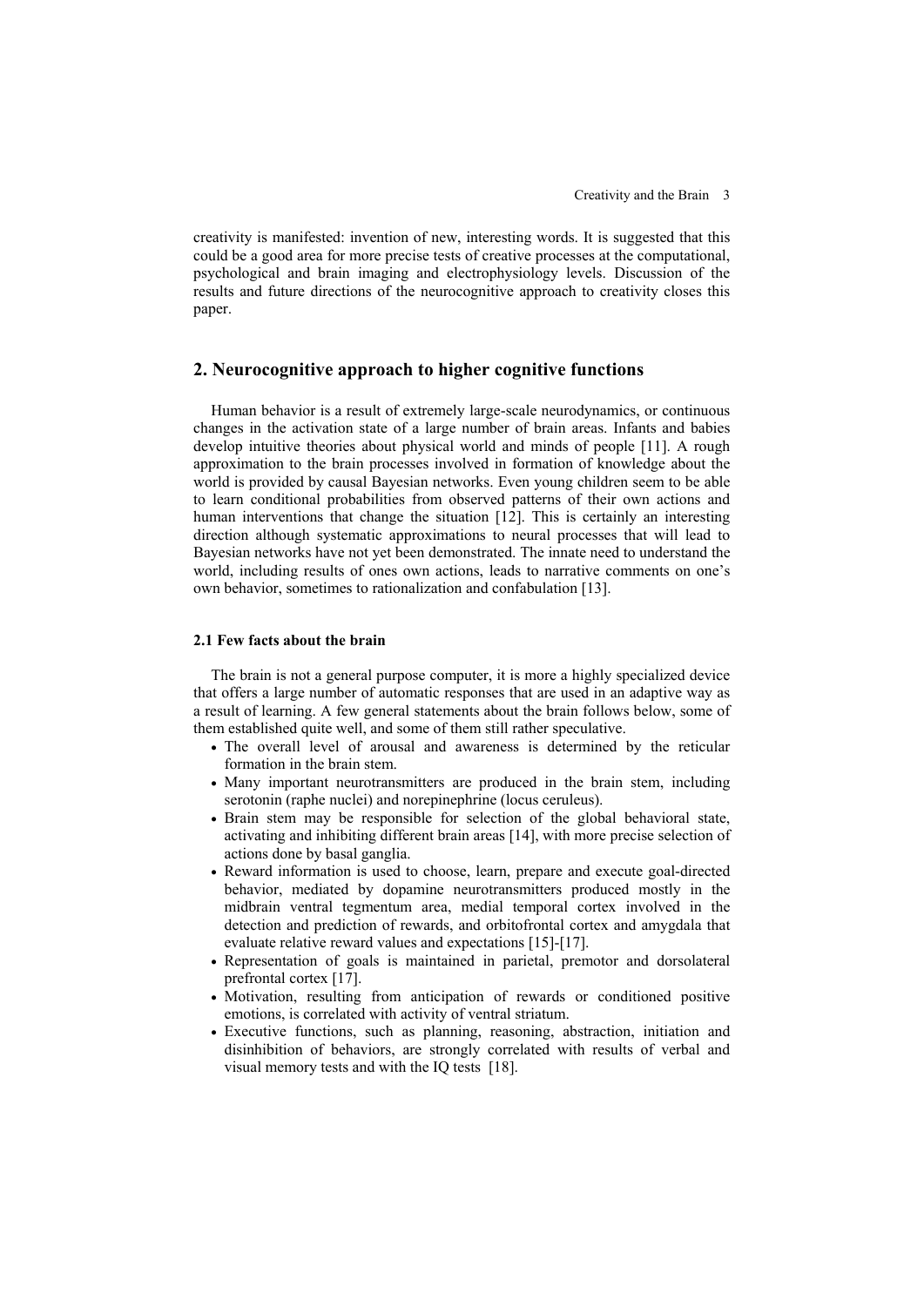creativity is manifested: invention of new, interesting words. It is suggested that this could be a good area for more precise tests of creative processes at the computational, psychological and brain imaging and electrophysiology levels. Discussion of the results and future directions of the neurocognitive approach to creativity closes this paper.

## 2. Neurocognitive approach to higher cognitive functions

Human behavior is a result of extremely large-scale neurodynamics, or continuous changes in the activation state of a large number of brain areas. Infants and babies develop intuitive theories about physical world and minds of people [11]. A rough approximation to the brain processes involved in formation of knowledge about the world is provided by causal Bayesian networks. Even young children seem to be able to learn conditional probabilities from observed patterns of their own actions and human interventions that change the situation [12]. This is certainly an interesting direction although systematic approximations to neural processes that will lead to Bayesian networks have not yet been demonstrated. The innate need to understand the world, including results of ones own actions, leads to narrative comments on one's own behavior, sometimes to rationalization and confabulation [13].

### 2.1 Few facts about the brain

The brain is not a general purpose computer, it is more a highly specialized device that offers a large number of automatic responses that are used in an adaptive way as a result of learning. A few general statements about the brain follows below, some of them established quite well, and some of them still rather speculative.

- The overall level of arousal and awareness is determined by the reticular formation in the brain stem.
- Many important neurotransmitters are produced in the brain stem, including serotonin (raphe nuclei) and norepinephrine (locus ceruleus).
- Brain stem may be responsible for selection of the global behavioral state, activating and inhibiting different brain areas [14], with more precise selection of actions done by basal ganglia.
- Reward information is used to choose, learn, prepare and execute goal-directed behavior, mediated by dopamine neurotransmitters produced mostly in the midbrain ventral tegmentum area, medial temporal cortex involved in the detection and prediction of rewards, and orbitofrontal cortex and amygdala that evaluate relative reward values and expectations [15]-[17].
- Representation of goals is maintained in parietal, premotor and dorsolateral prefrontal cortex [17].
- Motivation, resulting from anticipation of rewards or conditioned positive emotions, is correlated with activity of ventral striatum.
- Executive functions, such as planning, reasoning, abstraction, initiation and disinhibition of behaviors, are strongly correlated with results of verbal and visual memory tests and with the IQ tests [18].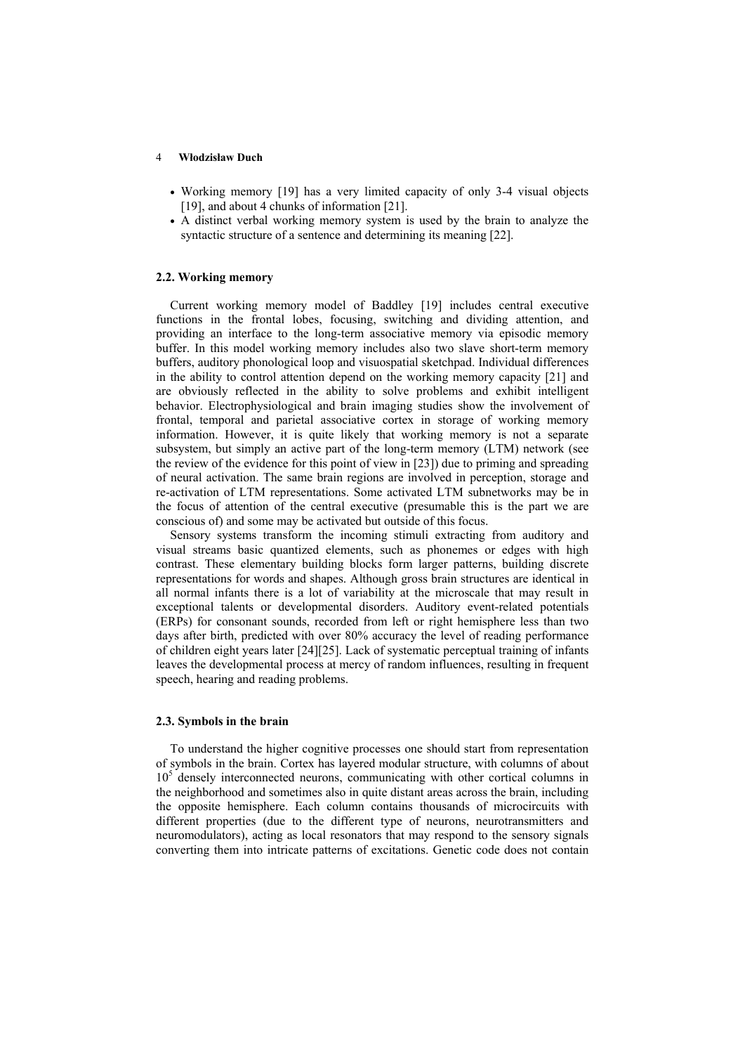- Working memory [19] has a very limited capacity of only 3-4 visual objects [19], and about 4 chunks of information [21].
- A distinct verbal working memory system is used by the brain to analyze the syntactic structure of a sentence and determining its meaning [22].

### 2.2. Working memory

Current working memory model of Baddley [19] includes central executive functions in the frontal lobes, focusing, switching and dividing attention, and providing an interface to the long-term associative memory via episodic memory buffer. In this model working memory includes also two slave short-term memory buffers, auditory phonological loop and visuospatial sketchpad. Individual differences in the ability to control attention depend on the working memory capacity [21] and are obviously reflected in the ability to solve problems and exhibit intelligent behavior. Electrophysiological and brain imaging studies show the involvement of frontal, temporal and parietal associative cortex in storage of working memory information. However, it is quite likely that working memory is not a separate subsystem, but simply an active part of the long-term memory (LTM) network (see the review of the evidence for this point of view in [23]) due to priming and spreading of neural activation. The same brain regions are involved in perception, storage and re-activation of LTM representations. Some activated LTM subnetworks may be in the focus of attention of the central executive (presumable this is the part we are conscious of) and some may be activated but outside of this focus.

Sensory systems transform the incoming stimuli extracting from auditory and visual streams basic quantized elements, such as phonemes or edges with high contrast. These elementary building blocks form larger patterns, building discrete representations for words and shapes. Although gross brain structures are identical in all normal infants there is a lot of variability at the microscale that may result in exceptional talents or developmental disorders. Auditory event-related potentials (ERPs) for consonant sounds, recorded from left or right hemisphere less than two days after birth, predicted with over 80% accuracy the level of reading performance of children eight years later [24][25]. Lack of systematic perceptual training of infants leaves the developmental process at mercy of random influences, resulting in frequent speech, hearing and reading problems.

### 2.3. Symbols in the brain

To understand the higher cognitive processes one should start from representation of symbols in the brain. Cortex has layered modular structure, with columns of about $10^5$ densely interconnected neurons, communicating with other cortical columns in the neighborhood and sometimes also in quite distant areas across the brain, including the opposite hemisphere. Each column contains thousands of microcircuits with different properties (due to the different type of neurons, neurotransmitters and neuromodulators), acting as local resonators that may respond to the sensory signals converting them into intricate patterns of excitations. Genetic code does not contain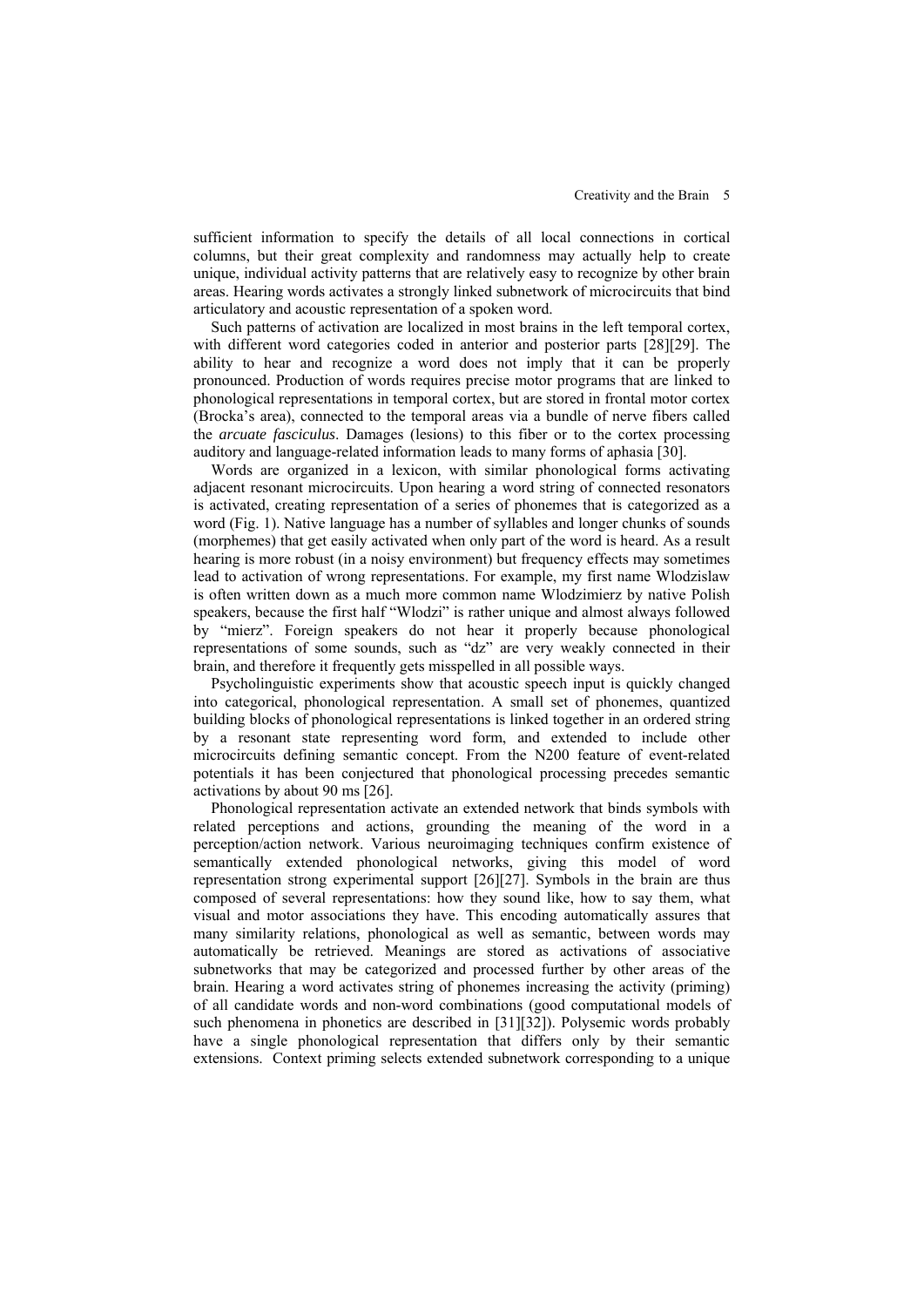sufficient information to specify the details of all local connections in cortical columns, but their great complexity and randomness may actually help to create unique, individual activity patterns that are relatively easy to recognize by other brain areas. Hearing words activates a strongly linked subnetwork of microcircuits that bind articulatory and acoustic representation of a spoken word.

Such patterns of activation are localized in most brains in the left temporal cortex, with different word categories coded in anterior and posterior parts [28][29]. The ability to hear and recognize a word does not imply that it can be properly pronounced. Production of words requires precise motor programs that are linked to phonological representations in temporal cortex, but are stored in frontal motor cortex (Brocka's area), connected to the temporal areas via a bundle of nerve fibers called the *arcuate fasciculus*. Damages (lesions) to this fiber or to the cortex processing auditory and language-related information leads to many forms of aphasia [30].

Words are organized in a lexicon, with similar phonological forms activating adjacent resonant microcircuits. Upon hearing a word string of connected resonators is activated, creating representation of a series of phonemes that is categorized as a word (Fig. 1). Native language has a number of syllables and longer chunks of sounds (morphemes) that get easily activated when only part of the word is heard. As a result hearing is more robust (in a noisy environment) but frequency effects may sometimes lead to activation of wrong representations. For example, my first name Wlodzislaw is often written down as a much more common name Wlodzimierz by native Polish speakers, because the first half "Wlodzi" is rather unique and almost always followed by "mierz". Foreign speakers do not hear it properly because phonological representations of some sounds, such as "dz" are very weakly connected in their brain, and therefore it frequently gets misspelled in all possible ways.

Psycholinguistic experiments show that acoustic speech input is quickly changed into categorical, phonological representation. A small set of phonemes, quantized building blocks of phonological representations is linked together in an ordered string by a resonant state representing word form, and extended to include other microcircuits defining semantic concept. From the N200 feature of event-related potentials it has been conjectured that phonological processing precedes semantic activations by about 90 ms [26].

Phonological representation activate an extended network that binds symbols with related perceptions and actions, grounding the meaning of the word in a perception/action network. Various neuroimaging techniques confirm existence of semantically extended phonological networks, giving this model of word representation strong experimental support [26][27]. Symbols in the brain are thus composed of several representations: how they sound like, how to say them, what visual and motor associations they have. This encoding automatically assures that many similarity relations, phonological as well as semantic, between words may automatically be retrieved. Meanings are stored as activations of associative subnetworks that may be categorized and processed further by other areas of the brain. Hearing a word activates string of phonemes increasing the activity (priming) of all candidate words and non-word combinations (good computational models of such phenomena in phonetics are described in [31][32]). Polysemic words probably have a single phonological representation that differs only by their semantic extensions. Context priming selects extended subnetwork corresponding to a unique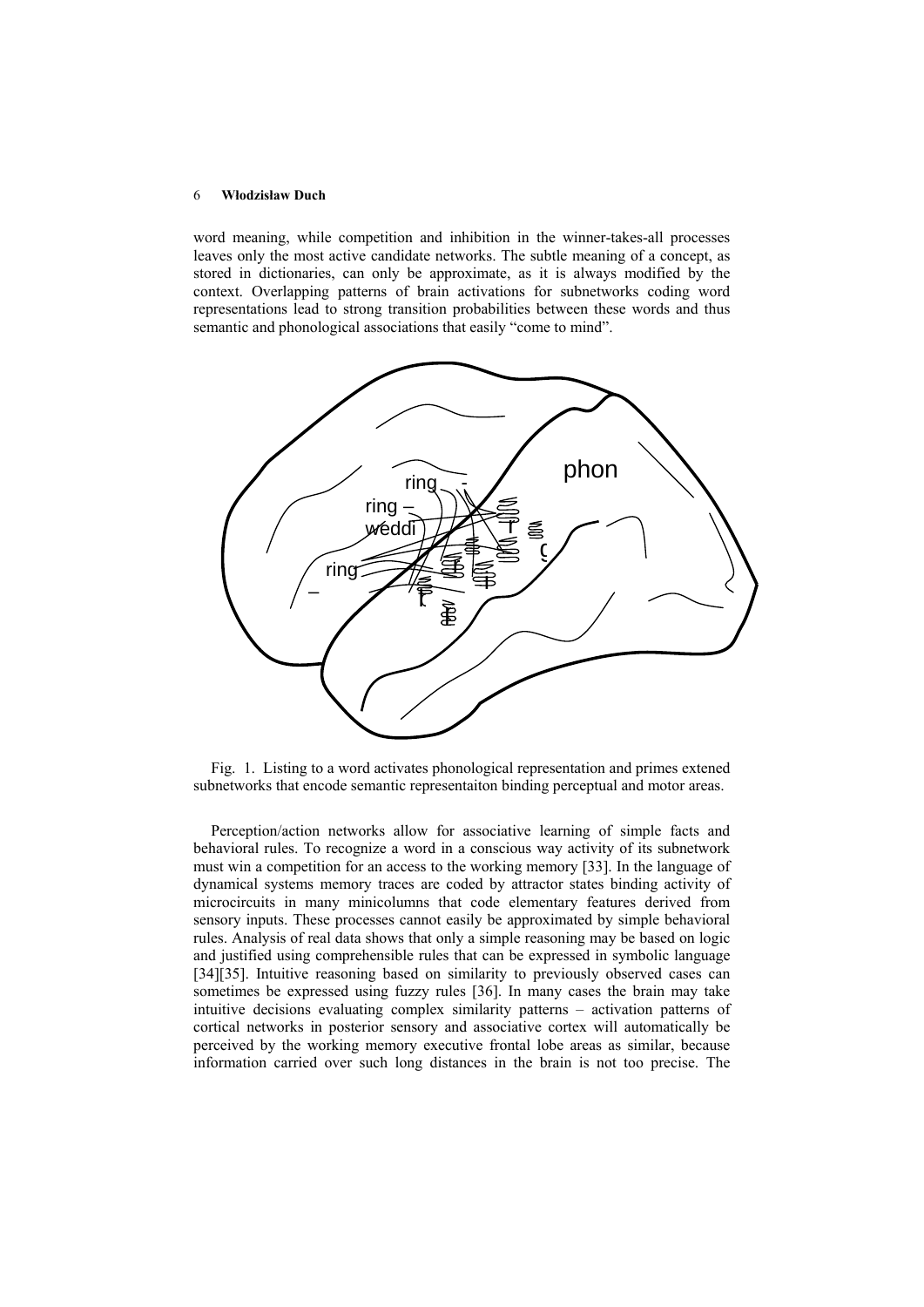word meaning, while competition and inhibition in the winner-takes-all processes leaves only the most active candidate networks. The subtle meaning of a concept, as stored in dictionaries, can only be approximate, as it is always modified by the context. Overlapping patterns of brain activations for subnetworks coding word representations lead to strong transition probabilities between these words and thus semantic and phonological associations that easily "come to mind".

Fig. 1. Listing to a word activates phonological representation and primes extened subnetworks that encode semantic representaiton binding perceptual and motor areas.

Perception/action networks allow for associative learning of simple facts and behavioral rules. To recognize a word in a conscious way activity of its subnetwork must win a competition for an access to the working memory [33]. In the language of dynamical systems memory traces are coded by attractor states binding activity of microcircuits in many minicolumns that code elementary features derived from sensory inputs. These processes cannot easily be approximated by simple behavioral rules. Analysis of real data shows that only a simple reasoning may be based on logic and justified using comprehensible rules that can be expressed in symbolic language [34][35]. Intuitive reasoning based on similarity to previously observed cases can sometimes be expressed using fuzzy rules [36]. In many cases the brain may take intuitive decisions evaluating complex similarity patterns – activation patterns of cortical networks in posterior sensory and associative cortex will automatically be perceived by the working memory executive frontal lobe areas as similar, because information carried over such long distances in the brain is not too precise. The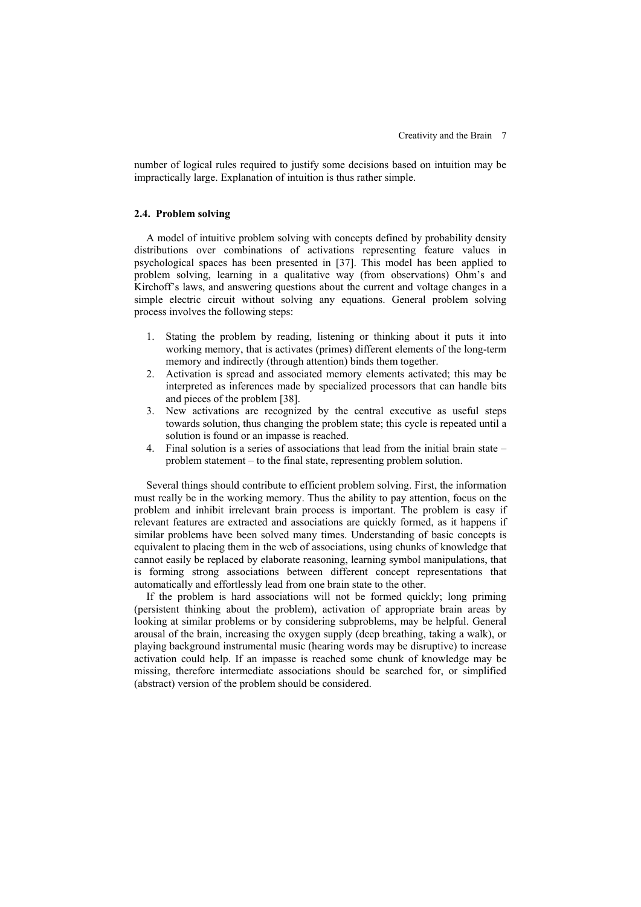number of logical rules required to justify some decisions based on intuition may be impractically large. Explanation of intuition is thus rather simple.

### 2.4. Problem solving

A model of intuitive problem solving with concepts defined by probability density distributions over combinations of activations representing feature values in psychological spaces has been presented in [37]. This model has been applied to problem solving, learning in a qualitative way (from observations) Ohm's and Kirchoff's laws, and answering questions about the current and voltage changes in a simple electric circuit without solving any equations. General problem solving process involves the following steps:

1. Stating the problem by reading, listening or thinking about it puts it into working memory, that is activates (primes) different elements of the long-term memory and indirectly (through attention) binds them together.
2. Activation is spread and associated memory elements activated; this may be interpreted as inferences made by specialized processors that can handle bits and pieces of the problem [38].
3. New activations are recognized by the central executive as useful steps towards solution, thus changing the problem state; this cycle is repeated until a solution is found or an impasse is reached.
4. Final solution is a series of associations that lead from the initial brain state – problem statement – to the final state, representing problem solution.

Several things should contribute to efficient problem solving. First, the information must really be in the working memory. Thus the ability to pay attention, focus on the problem and inhibit irrelevant brain process is important. The problem is easy if relevant features are extracted and associations are quickly formed, as it happens if similar problems have been solved many times. Understanding of basic concepts is equivalent to placing them in the web of associations, using chunks of knowledge that cannot easily be replaced by elaborate reasoning, learning symbol manipulations, that is forming strong associations between different concept representations that automatically and effortlessly lead from one brain state to the other.

If the problem is hard associations will not be formed quickly; long priming (persistent thinking about the problem), activation of appropriate brain areas by looking at similar problems or by considering subproblems, may be helpful. General arousal of the brain, increasing the oxygen supply (deep breathing, taking a walk), or playing background instrumental music (hearing words may be disruptive) to increase activation could help. If an impasse is reached some chunk of knowledge may be missing, therefore intermediate associations should be searched for, or simplified (abstract) version of the problem should be considered.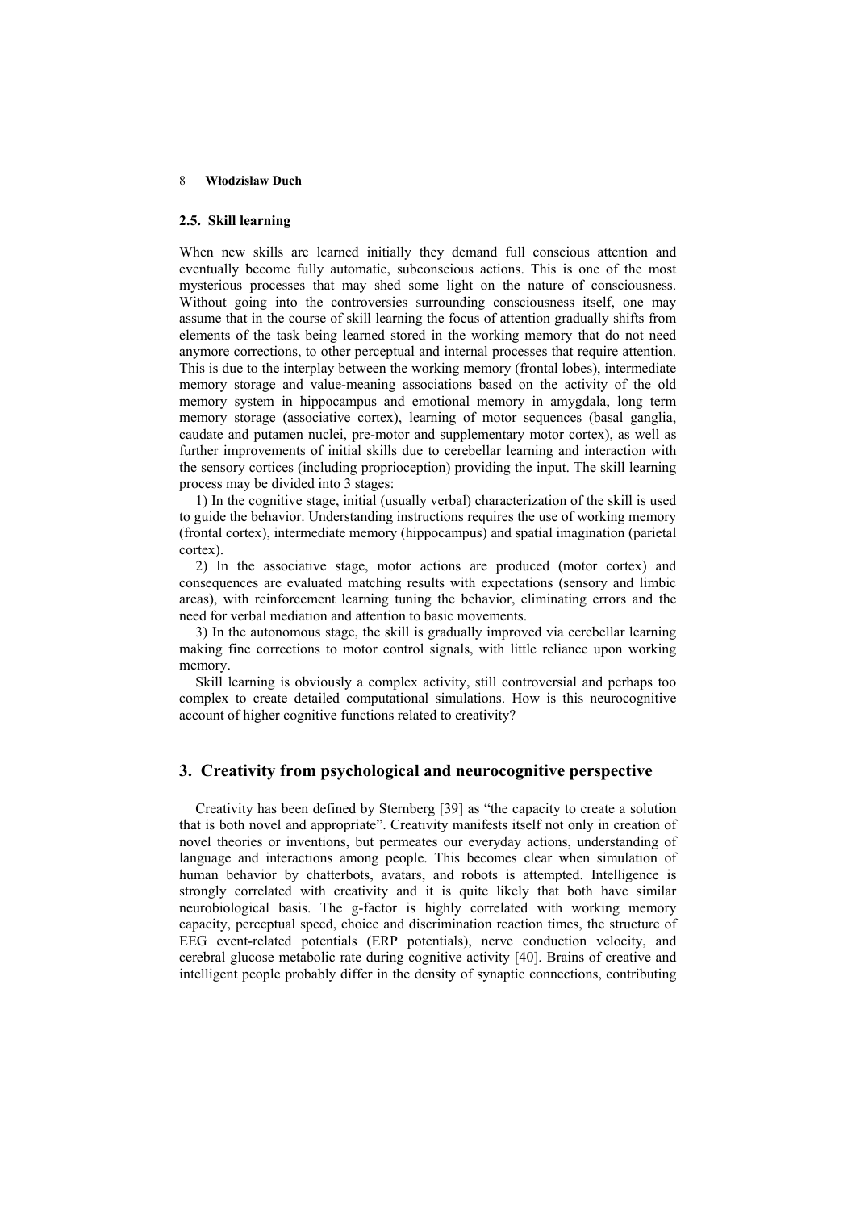### 2.5. Skill learning

When new skills are learned initially they demand full conscious attention and eventually become fully automatic, subconscious actions. This is one of the most mysterious processes that may shed some light on the nature of consciousness. Without going into the controversies surrounding consciousness itself, one may assume that in the course of skill learning the focus of attention gradually shifts from elements of the task being learned stored in the working memory that do not need anymore corrections, to other perceptual and internal processes that require attention. This is due to the interplay between the working memory (frontal lobes), intermediate memory storage and value-meaning associations based on the activity of the old memory system in hippocampus and emotional memory in amygdala, long term memory storage (associative cortex), learning of motor sequences (basal ganglia, caudate and putamen nuclei, pre-motor and supplementary motor cortex), as well as further improvements of initial skills due to cerebellar learning and interaction with the sensory cortices (including proprioception) providing the input. The skill learning process may be divided into 3 stages:

1) In the cognitive stage, initial (usually verbal) characterization of the skill is used to guide the behavior. Understanding instructions requires the use of working memory (frontal cortex), intermediate memory (hippocampus) and spatial imagination (parietal cortex).

2) In the associative stage, motor actions are produced (motor cortex) and consequences are evaluated matching results with expectations (sensory and limbic areas), with reinforcement learning tuning the behavior, eliminating errors and the need for verbal mediation and attention to basic movements.

3) In the autonomous stage, the skill is gradually improved via cerebellar learning making fine corrections to motor control signals, with little reliance upon working memory.

Skill learning is obviously a complex activity, still controversial and perhaps too complex to create detailed computational simulations. How is this neurocognitive account of higher cognitive functions related to creativity?

## 3. Creativity from psychological and neurocognitive perspective

Creativity has been defined by Sternberg [39] as "the capacity to create a solution that is both novel and appropriate". Creativity manifests itself not only in creation of novel theories or inventions, but permeates our everyday actions, understanding of language and interactions among people. This becomes clear when simulation of human behavior by chatterbots, avatars, and robots is attempted. Intelligence is strongly correlated with creativity and it is quite likely that both have similar neurobiological basis. The g-factor is highly correlated with working memory capacity, perceptual speed, choice and discrimination reaction times, the structure of EEG event-related potentials (ERP potentials), nerve conduction velocity, and cerebral glucose metabolic rate during cognitive activity [40]. Brains of creative and intelligent people probably differ in the density of synaptic connections, contributing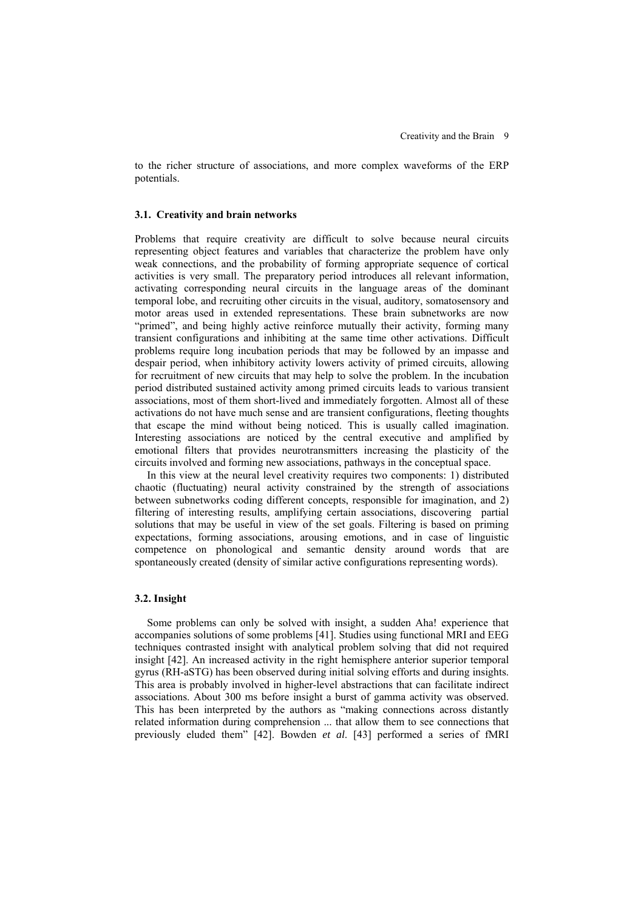to the richer structure of associations, and more complex waveforms of the ERP potentials.

### 3.1. Creativity and brain networks

Problems that require creativity are difficult to solve because neural circuits representing object features and variables that characterize the problem have only weak connections, and the probability of forming appropriate sequence of cortical activities is very small. The preparatory period introduces all relevant information, activating corresponding neural circuits in the language areas of the dominant temporal lobe, and recruiting other circuits in the visual, auditory, somatosensory and motor areas used in extended representations. These brain subnetworks are now "primed", and being highly active reinforce mutually their activity, forming many transient configurations and inhibiting at the same time other activations. Difficult problems require long incubation periods that may be followed by an impasse and despair period, when inhibitory activity lowers activity of primed circuits, allowing for recruitment of new circuits that may help to solve the problem. In the incubation period distributed sustained activity among primed circuits leads to various transient associations, most of them short-lived and immediately forgotten. Almost all of these activations do not have much sense and are transient configurations, fleeting thoughts that escape the mind without being noticed. This is usually called imagination. Interesting associations are noticed by the central executive and amplified by emotional filters that provides neurotransmitters increasing the plasticity of the circuits involved and forming new associations, pathways in the conceptual space.

In this view at the neural level creativity requires two components: 1) distributed chaotic (fluctuating) neural activity constrained by the strength of associations between subnetworks coding different concepts, responsible for imagination, and 2) filtering of interesting results, amplifying certain associations, discovering partial solutions that may be useful in view of the set goals. Filtering is based on priming expectations, forming associations, arousing emotions, and in case of linguistic competence on phonological and semantic density around words that are spontaneously created (density of similar active configurations representing words).

### 3.2. Insight

Some problems can only be solved with insight, a sudden Aha! experience that accompanies solutions of some problems [41]. Studies using functional MRI and EEG techniques contrasted insight with analytical problem solving that did not required insight [42]. An increased activity in the right hemisphere anterior superior temporal gyrus (RH-aSTG) has been observed during initial solving efforts and during insights. This area is probably involved in higher-level abstractions that can facilitate indirect associations. About 300 ms before insight a burst of gamma activity was observed. This has been interpreted by the authors as "making connections across distantly related information during comprehension ... that allow them to see connections that previously eluded them" [42]. Bowden *et al*. [43] performed a series of fMRI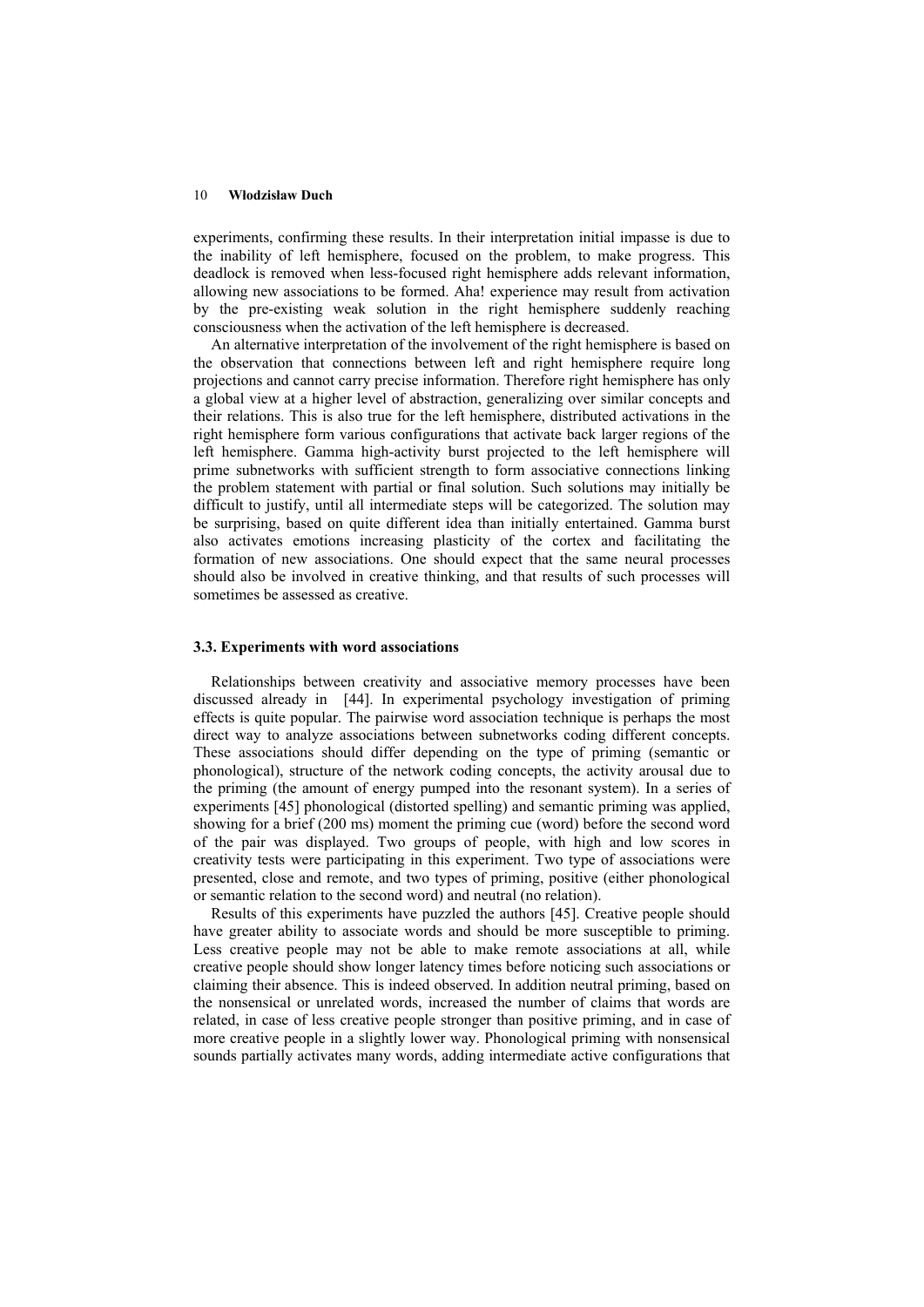experiments, confirming these results. In their interpretation initial impasse is due to the inability of left hemisphere, focused on the problem, to make progress. This deadlock is removed when less-focused right hemisphere adds relevant information, allowing new associations to be formed. Aha! experience may result from activation by the pre-existing weak solution in the right hemisphere suddenly reaching consciousness when the activation of the left hemisphere is decreased.

An alternative interpretation of the involvement of the right hemisphere is based on the observation that connections between left and right hemisphere require long projections and cannot carry precise information. Therefore right hemisphere has only a global view at a higher level of abstraction, generalizing over similar concepts and their relations. This is also true for the left hemisphere, distributed activations in the right hemisphere form various configurations that activate back larger regions of the left hemisphere. Gamma high-activity burst projected to the left hemisphere will prime subnetworks with sufficient strength to form associative connections linking the problem statement with partial or final solution. Such solutions may initially be difficult to justify, until all intermediate steps will be categorized. The solution may be surprising, based on quite different idea than initially entertained. Gamma burst also activates emotions increasing plasticity of the cortex and facilitating the formation of new associations. One should expect that the same neural processes should also be involved in creative thinking, and that results of such processes will sometimes be assessed as creative.

### 3.3. Experiments with word associations

Relationships between creativity and associative memory processes have been discussed already in [44]. In experimental psychology investigation of priming effects is quite popular. The pairwise word association technique is perhaps the most direct way to analyze associations between subnetworks coding different concepts. These associations should differ depending on the type of priming (semantic or phonological), structure of the network coding concepts, the activity arousal due to the priming (the amount of energy pumped into the resonant system). In a series of experiments [45] phonological (distorted spelling) and semantic priming was applied, showing for a brief (200 ms) moment the priming cue (word) before the second word of the pair was displayed. Two groups of people, with high and low scores in creativity tests were participating in this experiment. Two type of associations were presented, close and remote, and two types of priming, positive (either phonological or semantic relation to the second word) and neutral (no relation).

Results of this experiments have puzzled the authors [45]. Creative people should have greater ability to associate words and should be more susceptible to priming. Less creative people may not be able to make remote associations at all, while creative people should show longer latency times before noticing such associations or claiming their absence. This is indeed observed. In addition neutral priming, based on the nonsensical or unrelated words, increased the number of claims that words are related, in case of less creative people stronger than positive priming, and in case of more creative people in a slightly lower way. Phonological priming with nonsensical sounds partially activates many words, adding intermediate active configurations that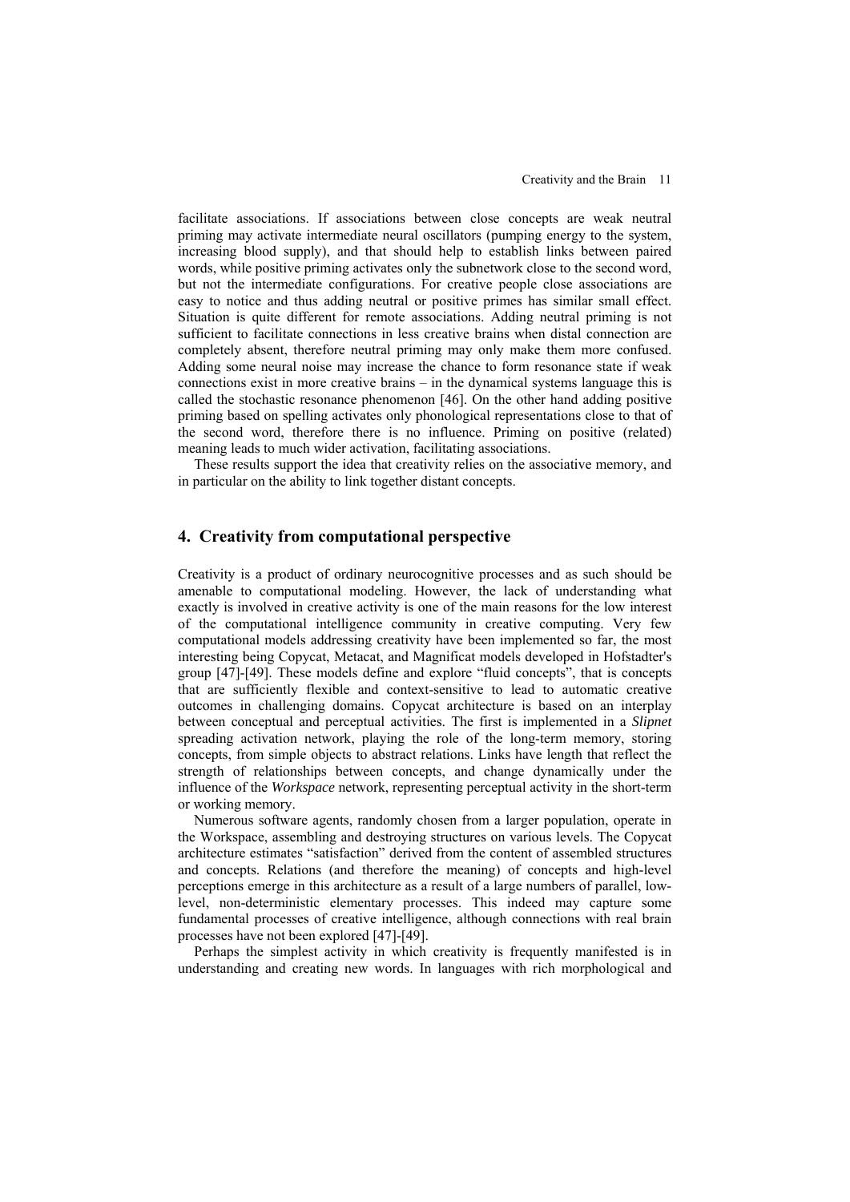facilitate associations. If associations between close concepts are weak neutral priming may activate intermediate neural oscillators (pumping energy to the system, increasing blood supply), and that should help to establish links between paired words, while positive priming activates only the subnetwork close to the second word, but not the intermediate configurations. For creative people close associations are easy to notice and thus adding neutral or positive primes has similar small effect. Situation is quite different for remote associations. Adding neutral priming is not sufficient to facilitate connections in less creative brains when distal connection are completely absent, therefore neutral priming may only make them more confused. Adding some neural noise may increase the chance to form resonance state if weak connections exist in more creative brains – in the dynamical systems language this is called the stochastic resonance phenomenon [46]. On the other hand adding positive priming based on spelling activates only phonological representations close to that of the second word, therefore there is no influence. Priming on positive (related) meaning leads to much wider activation, facilitating associations.

These results support the idea that creativity relies on the associative memory, and in particular on the ability to link together distant concepts.

## 4. Creativity from computational perspective

Creativity is a product of ordinary neurocognitive processes and as such should be amenable to computational modeling. However, the lack of understanding what exactly is involved in creative activity is one of the main reasons for the low interest of the computational intelligence community in creative computing. Very few computational models addressing creativity have been implemented so far, the most interesting being Copycat, Metacat, and Magnificat models developed in Hofstadter's group [47]-[49]. These models define and explore "fluid concepts", that is concepts that are sufficiently flexible and context-sensitive to lead to automatic creative outcomes in challenging domains. Copycat architecture is based on an interplay between conceptual and perceptual activities. The first is implemented in a *Slipnet* spreading activation network, playing the role of the long-term memory, storing concepts, from simple objects to abstract relations. Links have length that reflect the strength of relationships between concepts, and change dynamically under the influence of the *Workspace* network, representing perceptual activity in the short-term or working memory.

Numerous software agents, randomly chosen from a larger population, operate in the Workspace, assembling and destroying structures on various levels. The Copycat architecture estimates "satisfaction" derived from the content of assembled structures and concepts. Relations (and therefore the meaning) of concepts and high-level perceptions emerge in this architecture as a result of a large numbers of parallel, low-level, non-deterministic elementary processes. This indeed may capture some fundamental processes of creative intelligence, although connections with real brain processes have not been explored [47]-[49].

Perhaps the simplest activity in which creativity is frequently manifested is in understanding and creating new words. In languages with rich morphological and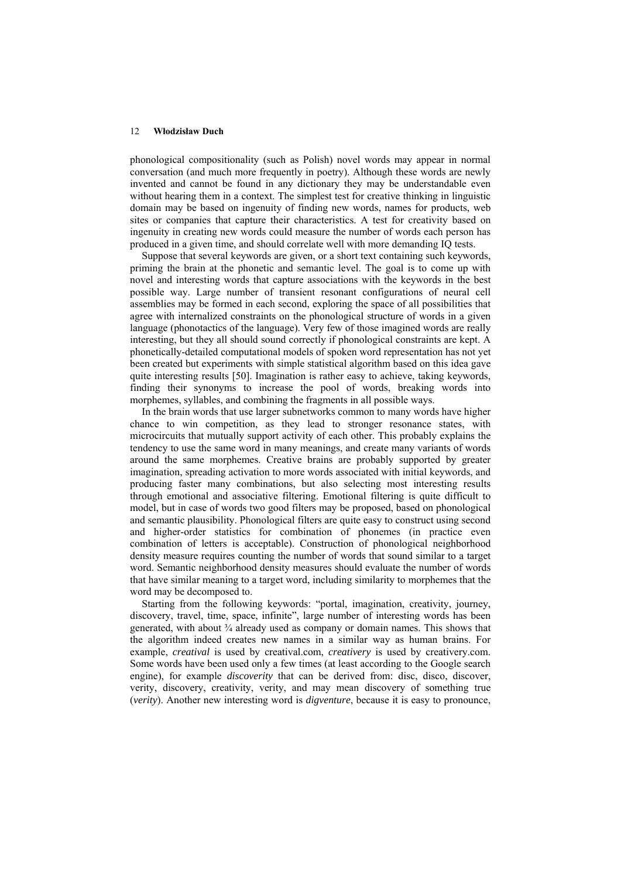phonological compositionality (such as Polish) novel words may appear in normal conversation (and much more frequently in poetry). Although these words are newly invented and cannot be found in any dictionary they may be understandable even without hearing them in a context. The simplest test for creative thinking in linguistic domain may be based on ingenuity of finding new words, names for products, web sites or companies that capture their characteristics. A test for creativity based on ingenuity in creating new words could measure the number of words each person has produced in a given time, and should correlate well with more demanding IQ tests.

Suppose that several keywords are given, or a short text containing such keywords, priming the brain at the phonetic and semantic level. The goal is to come up with novel and interesting words that capture associations with the keywords in the best possible way. Large number of transient resonant configurations of neural cell assemblies may be formed in each second, exploring the space of all possibilities that agree with internalized constraints on the phonological structure of words in a given language (phonotactics of the language). Very few of those imagined words are really interesting, but they all should sound correctly if phonological constraints are kept. A phonetically-detailed computational models of spoken word representation has not yet been created but experiments with simple statistical algorithm based on this idea gave quite interesting results [50]. Imagination is rather easy to achieve, taking keywords, finding their synonyms to increase the pool of words, breaking words into morphemes, syllables, and combining the fragments in all possible ways.

In the brain words that use larger subnetworks common to many words have higher chance to win competition, as they lead to stronger resonance states, with microcircuits that mutually support activity of each other. This probably explains the tendency to use the same word in many meanings, and create many variants of words around the same morphemes. Creative brains are probably supported by greater imagination, spreading activation to more words associated with initial keywords, and producing faster many combinations, but also selecting most interesting results through emotional and associative filtering. Emotional filtering is quite difficult to model, but in case of words two good filters may be proposed, based on phonological and semantic plausibility. Phonological filters are quite easy to construct using second and higher-order statistics for combination of phonemes (in practice even combination of letters is acceptable). Construction of phonological neighborhood density measure requires counting the number of words that sound similar to a target word. Semantic neighborhood density measures should evaluate the number of words that have similar meaning to a target word, including similarity to morphemes that the word may be decomposed to.

Starting from the following keywords: "portal, imagination, creativity, journey, discovery, travel, time, space, infinite", large number of interesting words has been generated, with about ¾ already used as company or domain names. This shows that the algorithm indeed creates new names in a similar way as human brains. For example, *creatival* is used by creatival.com, *creativery* is used by creativery.com. Some words have been used only a few times (at least according to the Google search engine), for example *discoverity* that can be derived from: disc, disco, discover, verity, discovery, creativity, verity, and may mean discovery of something true (*verity*). Another new interesting word is *digventure*, because it is easy to pronounce,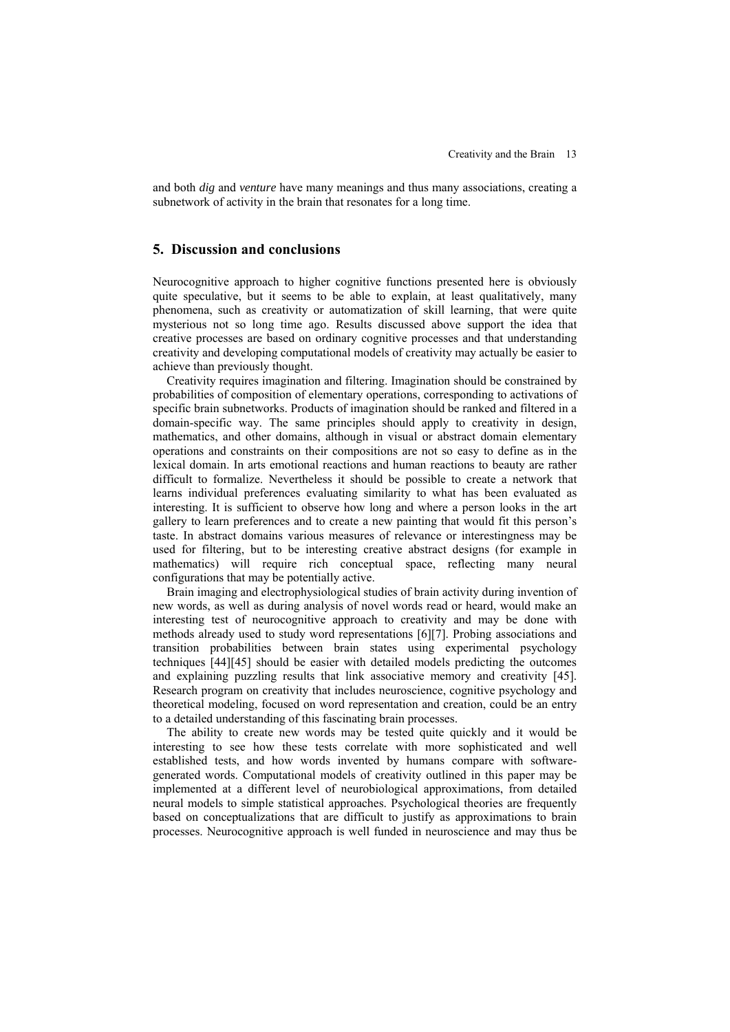and both *dig* and *venture* have many meanings and thus many associations, creating a subnetwork of activity in the brain that resonates for a long time.

## 5. Discussion and conclusions

Neurocognitive approach to higher cognitive functions presented here is obviously quite speculative, but it seems to be able to explain, at least qualitatively, many phenomena, such as creativity or automatization of skill learning, that were quite mysterious not so long time ago. Results discussed above support the idea that creative processes are based on ordinary cognitive processes and that understanding creativity and developing computational models of creativity may actually be easier to achieve than previously thought.

Creativity requires imagination and filtering. Imagination should be constrained by probabilities of composition of elementary operations, corresponding to activations of specific brain subnetworks. Products of imagination should be ranked and filtered in a domain-specific way. The same principles should apply to creativity in design, mathematics, and other domains, although in visual or abstract domain elementary operations and constraints on their compositions are not so easy to define as in the lexical domain. In arts emotional reactions and human reactions to beauty are rather difficult to formalize. Nevertheless it should be possible to create a network that learns individual preferences evaluating similarity to what has been evaluated as interesting. It is sufficient to observe how long and where a person looks in the art gallery to learn preferences and to create a new painting that would fit this person's taste. In abstract domains various measures of relevance or interestingness may be used for filtering, but to be interesting creative abstract designs (for example in mathematics) will require rich conceptual space, reflecting many neural configurations that may be potentially active.

Brain imaging and electrophysiological studies of brain activity during invention of new words, as well as during analysis of novel words read or heard, would make an interesting test of neurocognitive approach to creativity and may be done with methods already used to study word representations [6][7]. Probing associations and transition probabilities between brain states using experimental psychology techniques [44][45] should be easier with detailed models predicting the outcomes and explaining puzzling results that link associative memory and creativity [45]. Research program on creativity that includes neuroscience, cognitive psychology and theoretical modeling, focused on word representation and creation, could be an entry to a detailed understanding of this fascinating brain processes.

The ability to create new words may be tested quite quickly and it would be interesting to see how these tests correlate with more sophisticated and well established tests, and how words invented by humans compare with software-generated words. Computational models of creativity outlined in this paper may be implemented at a different level of neurobiological approximations, from detailed neural models to simple statistical approaches. Psychological theories are frequently based on conceptualizations that are difficult to justify as approximations to brain processes. Neurocognitive approach is well funded in neuroscience and may thus be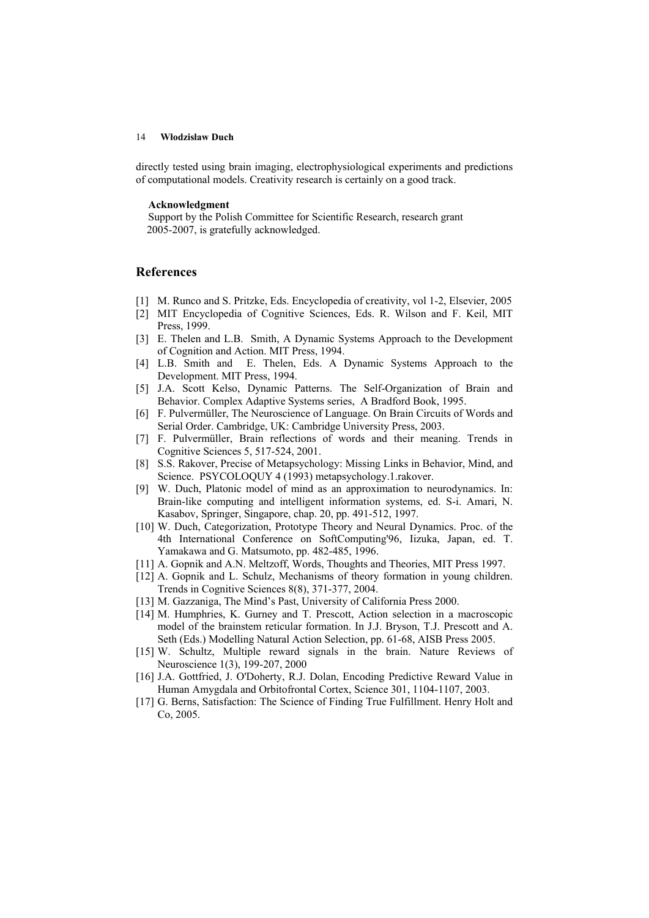directly tested using brain imaging, electrophysiological experiments and predictions of computational models. Creativity research is certainly on a good track.

**Acknowledgment**

Support by the Polish Committee for Scientific Research, research grant 2005-2007, is gratefully acknowledged.

## References

[1] M. Runco and S. Pritzke, Eds. Encyclopedia of creativity, vol 1-2, Elsevier, 2005

[2] MIT Encyclopedia of Cognitive Sciences, Eds. R. Wilson and F. Keil, MIT Press, 1999.

[3] E. Thelen and L.B. Smith, A Dynamic Systems Approach to the Development of Cognition and Action. MIT Press, 1994.

[4] L.B. Smith and E. Thelen, Eds. A Dynamic Systems Approach to the Development. MIT Press, 1994.

[5] J.A. Scott Kelso, Dynamic Patterns. The Self-Organization of Brain and Behavior. Complex Adaptive Systems series, A Bradford Book, 1995.

[6] F. Pulvermüller, The Neuroscience of Language. On Brain Circuits of Words and Serial Order. Cambridge, UK: Cambridge University Press, 2003.

[7] F. Pulvermüller, Brain reflections of words and their meaning. Trends in Cognitive Sciences 5, 517-524, 2001.

[8] S.S. Rakover, Precise of Metapsychology: Missing Links in Behavior, Mind, and Science. PSYCOLOQUY 4 (1993) metapsychology.1.rakover.

[9] W. Duch, Platonic model of mind as an approximation to neurodynamics. In: Brain-like computing and intelligent information systems, ed. S-i. Amari, N. Kasabov, Springer, Singapore, chap. 20, pp. 491-512, 1997.

[10] W. Duch, Categorization, Prototype Theory and Neural Dynamics. Proc. of the 4th International Conference on SoftComputing'96, Iizuka, Japan, ed. T. Yamakawa and G. Matsumoto, pp. 482-485, 1996.

[11] A. Gopnik and A.N. Meltzoff, Words, Thoughts and Theories, MIT Press 1997.

[12] A. Gopnik and L. Schulz, Mechanisms of theory formation in young children. Trends in Cognitive Sciences 8(8), 371-377, 2004.

[13] M. Gazzaniga, The Mind's Past, University of California Press 2000.

[14] M. Humphries, K. Gurney and T. Prescott, Action selection in a macroscopic model of the brainstem reticular formation. In J.J. Bryson, T.J. Prescott and A. Seth (Eds.) Modelling Natural Action Selection, pp. 61-68, AISB Press 2005.

[15] W. Schultz, Multiple reward signals in the brain. Nature Reviews of Neuroscience 1(3), 199-207, 2000

[16] J.A. Gottfried, J. O'Doherty, R.J. Dolan, Encoding Predictive Reward Value in Human Amygdala and Orbitofrontal Cortex, Science 301, 1104-1107, 2003.

[17] G. Berns, Satisfaction: The Science of Finding True Fulfillment. Henry Holt and Co, 2005.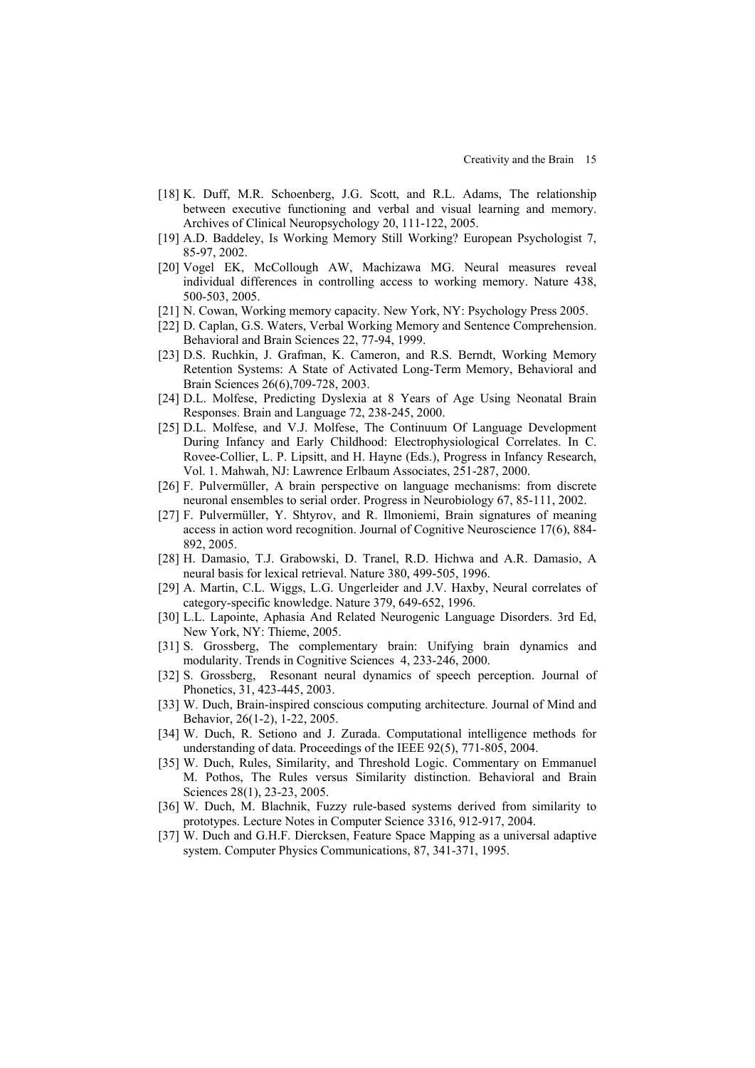[18] K. Duff, M.R. Schoenberg, J.G. Scott, and R.L. Adams, The relationship between executive functioning and verbal and visual learning and memory. Archives of Clinical Neuropsychology 20, 111-122, 2005.

[19] A.D. Baddeley, Is Working Memory Still Working? European Psychologist 7, 85-97, 2002.

[20] Vogel EK, McCollough AW, Machizawa MG. Neural measures reveal individual differences in controlling access to working memory. Nature 438, 500-503, 2005.

[21] N. Cowan, Working memory capacity. New York, NY: Psychology Press 2005.

[22] D. Caplan, G.S. Waters, Verbal Working Memory and Sentence Comprehension. Behavioral and Brain Sciences 22, 77-94, 1999.

[23] D.S. Ruchkin, J. Grafman, K. Cameron, and R.S. Berndt, Working Memory Retention Systems: A State of Activated Long-Term Memory, Behavioral and Brain Sciences 26(6),709-728, 2003.

[24] D.L. Molfese, Predicting Dyslexia at 8 Years of Age Using Neonatal Brain Responses. Brain and Language 72, 238-245, 2000.

[25] D.L. Molfese, and V.J. Molfese, The Continuum Of Language Development During Infancy and Early Childhood: Electrophysiological Correlates. In C. Rovee-Collier, L. P. Lipsitt, and H. Hayne (Eds.), Progress in Infancy Research, Vol. 1. Mahwah, NJ: Lawrence Erlbaum Associates, 251-287, 2000.

[26] F. Pulvermüller, A brain perspective on language mechanisms: from discrete neuronal ensembles to serial order. Progress in Neurobiology 67, 85-111, 2002.

[27] F. Pulvermüller, Y. Shtyrov, and R. Ilmoniemi, Brain signatures of meaning access in action word recognition. Journal of Cognitive Neuroscience 17(6), 884-892, 2005.

[28] H. Damasio, T.J. Grabowski, D. Tranel, R.D. Hichwa and A.R. Damasio, A neural basis for lexical retrieval. Nature 380, 499-505, 1996.

[29] A. Martin, C.L. Wiggs, L.G. Ungerleider and J.V. Haxby, Neural correlates of category-specific knowledge. Nature 379, 649-652, 1996.

[30] L.L. Lapointe, Aphasia And Related Neurogenic Language Disorders. 3rd Ed, New York, NY: Thieme, 2005.

[31] S. Grossberg, The complementary brain: Unifying brain dynamics and modularity. Trends in Cognitive Sciences 4, 233-246, 2000.

[32] S. Grossberg, Resonant neural dynamics of speech perception. Journal of Phonetics, 31, 423-445, 2003.

[33] W. Duch, Brain-inspired conscious computing architecture. Journal of Mind and Behavior, 26(1-2), 1-22, 2005.

[34] W. Duch, R. Setiono and J. Zurada. Computational intelligence methods for understanding of data. Proceedings of the IEEE 92(5), 771-805, 2004.

[35] W. Duch, Rules, Similarity, and Threshold Logic. Commentary on Emmanuel M. Pothos, The Rules versus Similarity distinction. Behavioral and Brain Sciences 28(1), 23-23, 2005.

[36] W. Duch, M. Blachnik, Fuzzy rule-based systems derived from similarity to prototypes. Lecture Notes in Computer Science 3316, 912-917, 2004.

[37] W. Duch and G.H.F. Diercksen, Feature Space Mapping as a universal adaptive system. Computer Physics Communications, 87, 341-371, 1995.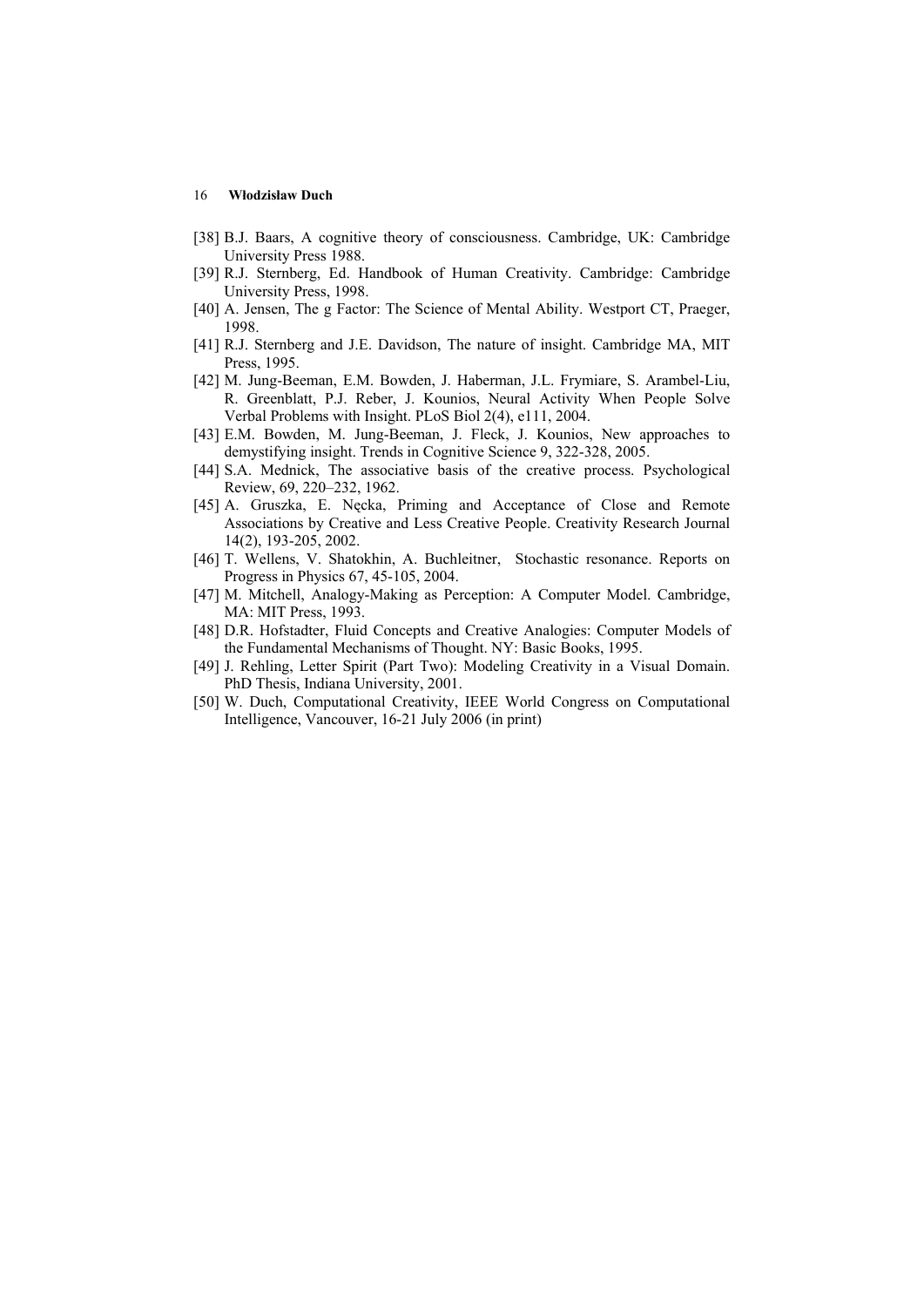[38] B.J. Baars, A cognitive theory of consciousness. Cambridge, UK: Cambridge University Press 1988.

[39] R.J. Sternberg, Ed. Handbook of Human Creativity. Cambridge: Cambridge University Press, 1998.

[40] A. Jensen, The g Factor: The Science of Mental Ability. Westport CT, Praeger, 1998.

[41] R.J. Sternberg and J.E. Davidson, The nature of insight. Cambridge MA, MIT Press, 1995.

[42] M. Jung-Beeman, E.M. Bowden, J. Haberman, J.L. Frymiare, S. Arambel-Liu, R. Greenblatt, P.J. Reber, J. Kounios, Neural Activity When People Solve Verbal Problems with Insight. PLoS Biol 2(4), e111, 2004.

[43] E.M. Bowden, M. Jung-Beeman, J. Fleck, J. Kounios, New approaches to demystifying insight. Trends in Cognitive Science 9, 322-328, 2005.

[44] S.A. Mednick, The associative basis of the creative process. Psychological Review, 69, 220–232, 1962.

[45] A. Gruszka, E. Nęcka, Priming and Acceptance of Close and Remote Associations by Creative and Less Creative People. Creativity Research Journal 14(2), 193-205, 2002.

[46] T. Wellens, V. Shatokhin, A. Buchleitner, Stochastic resonance. Reports on Progress in Physics 67, 45-105, 2004.

[47] M. Mitchell, Analogy-Making as Perception: A Computer Model. Cambridge, MA: MIT Press, 1993.

[48] D.R. Hofstadter, Fluid Concepts and Creative Analogies: Computer Models of the Fundamental Mechanisms of Thought. NY: Basic Books, 1995.

[49] J. Rehling, Letter Spirit (Part Two): Modeling Creativity in a Visual Domain. PhD Thesis, Indiana University, 2001.

[50] W. Duch, Computational Creativity, IEEE World Congress on Computational Intelligence, Vancouver, 16-21 July 2006 (in print)